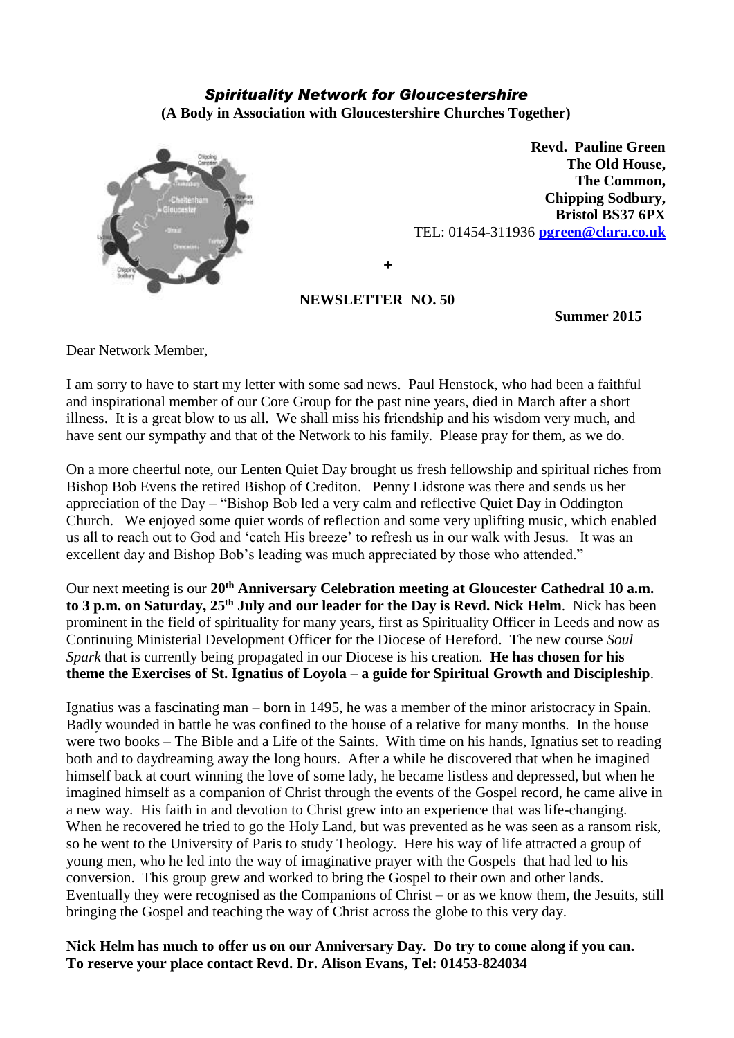# *Spirituality Network for Gloucestershire*

**(A Body in Association with Gloucestershire Churches Together)**

**Revd. Pauline Green**
**The Old House,**
**The Common,**
**Chipping Sodbury,**
**Bristol BS37 6PX**
TEL: 01454-311936 **pgreen@clara.co.uk**

+

**NEWSLETTER NO. 50**

**Summer 2015**

Dear Network Member,

I am sorry to have to start my letter with some sad news. Paul Henstock, who had been a faithful and inspirational member of our Core Group for the past nine years, died in March after a short illness. It is a great blow to us all. We shall miss his friendship and his wisdom very much, and have sent our sympathy and that of the Network to his family. Please pray for them, as we do.

On a more cheerful note, our Lenten Quiet Day brought us fresh fellowship and spiritual riches from Bishop Bob Evens the retired Bishop of Crediton. Penny Lidstone was there and sends us her appreciation of the Day – "Bishop Bob led a very calm and reflective Quiet Day in Oddington Church. We enjoyed some quiet words of reflection and some very uplifting music, which enabled us all to reach out to God and 'catch His breeze' to refresh us in our walk with Jesus. It was an excellent day and Bishop Bob's leading was much appreciated by those who attended."

Our next meeting is our **20th Anniversary Celebration meeting at Gloucester Cathedral 10 a.m. to 3 p.m. on Saturday, 25th July and our leader for the Day is Revd. Nick Helm**. Nick has been prominent in the field of spirituality for many years, first as Spirituality Officer in Leeds and now as Continuing Ministerial Development Officer for the Diocese of Hereford. The new course *Soul Spark* that is currently being propagated in our Diocese is his creation. **He has chosen for his theme the Exercises of St. Ignatius of Loyola – a guide for Spiritual Growth and Discipleship**.

Ignatius was a fascinating man – born in 1495, he was a member of the minor aristocracy in Spain. Badly wounded in battle he was confined to the house of a relative for many months. In the house were two books – The Bible and a Life of the Saints. With time on his hands, Ignatius set to reading both and to daydreaming away the long hours. After a while he discovered that when he imagined himself back at court winning the love of some lady, he became listless and depressed, but when he imagined himself as a companion of Christ through the events of the Gospel record, he came alive in a new way. His faith in and devotion to Christ grew into an experience that was life-changing. When he recovered he tried to go the Holy Land, but was prevented as he was seen as a ransom risk, so he went to the University of Paris to study Theology. Here his way of life attracted a group of young men, who he led into the way of imaginative prayer with the Gospels that had led to his conversion. This group grew and worked to bring the Gospel to their own and other lands. Eventually they were recognised as the Companions of Christ – or as we know them, the Jesuits, still bringing the Gospel and teaching the way of Christ across the globe to this very day.

**Nick Helm has much to offer us on our Anniversary Day. Do try to come along if you can.**
**To reserve your place contact Revd. Dr. Alison Evans, Tel: 01453-824034**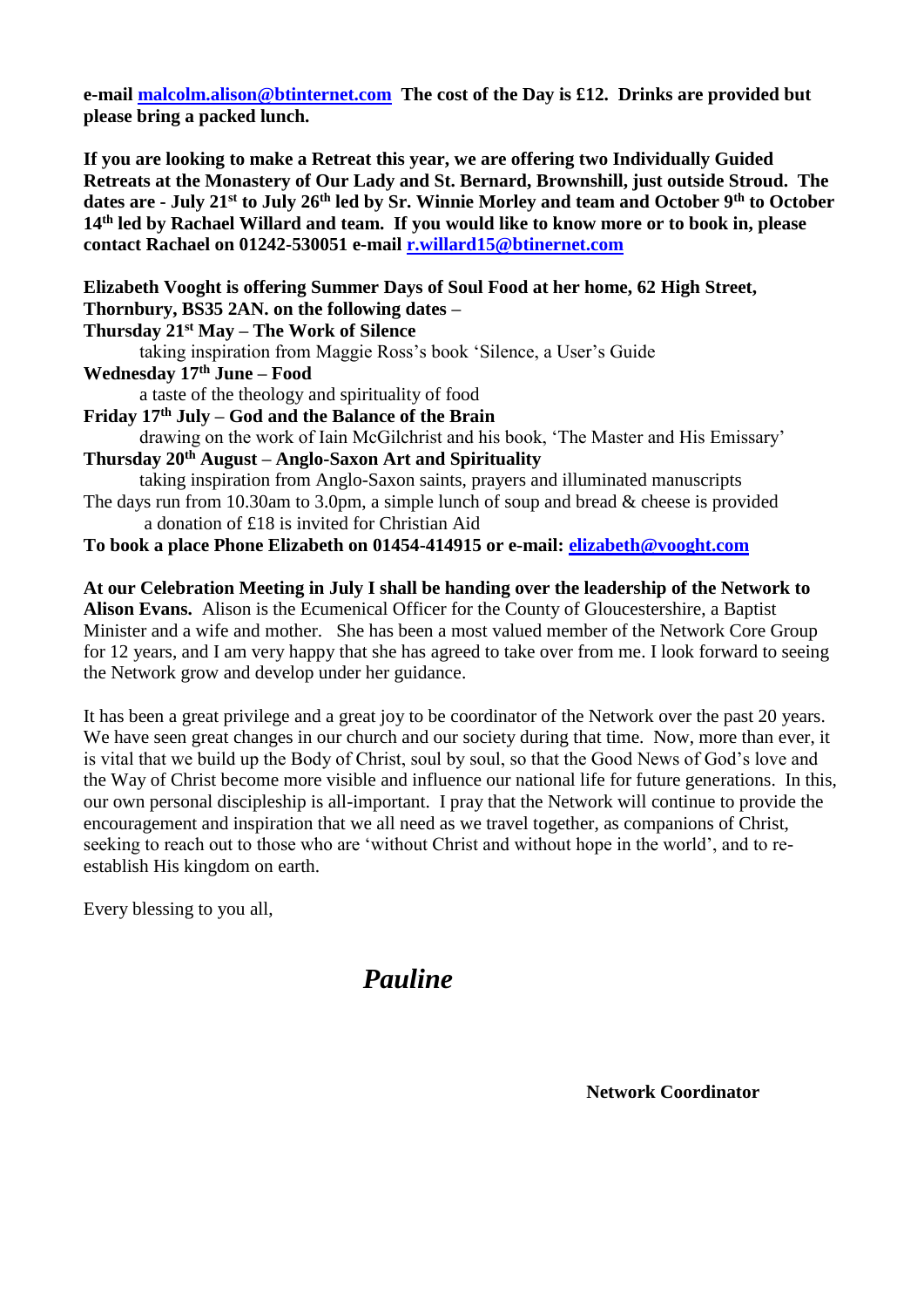**e-mail malcolm.alison@btinternet.com The cost of the Day is £12. Drinks are provided but please bring a packed lunch.**

**If you are looking to make a Retreat this year, we are offering two Individually Guided Retreats at the Monastery of Our Lady and St. Bernard, Brownshill, just outside Stroud. The dates are - July 21st to July 26th led by Sr. Winnie Morley and team and October 9th to October 14th led by Rachael Willard and team. If you would like to know more or to book in, please contact Rachael on 01242-530051 e-mail r.willard15@btinernet.com**

**Elizabeth Vooght is offering Summer Days of Soul Food at her home, 62 High Street, Thornbury, BS35 2AN. on the following dates –**

**Thursday 21st May – The Work of Silence**
taking inspiration from Maggie Ross's book 'Silence, a User's Guide

**Wednesday 17th June – Food**
a taste of the theology and spirituality of food

**Friday 17th July – God and the Balance of the Brain**
drawing on the work of Iain McGilchrist and his book, 'The Master and His Emissary'

**Thursday 20th August – Anglo-Saxon Art and Spirituality**
taking inspiration from Anglo-Saxon saints, prayers and illuminated manuscripts

The days run from 10.30am to 3.0pm, a simple lunch of soup and bread & cheese is provided
a donation of £18 is invited for Christian Aid

**To book a place Phone Elizabeth on 01454-414915 or e-mail: elizabeth@vooght.com**

**At our Celebration Meeting in July I shall be handing over the leadership of the Network to Alison Evans.** Alison is the Ecumenical Officer for the County of Gloucestershire, a Baptist Minister and a wife and mother. She has been a most valued member of the Network Core Group for 12 years, and I am very happy that she has agreed to take over from me. I look forward to seeing the Network grow and develop under her guidance.

It has been a great privilege and a great joy to be coordinator of the Network over the past 20 years. We have seen great changes in our church and our society during that time. Now, more than ever, it is vital that we build up the Body of Christ, soul by soul, so that the Good News of God's love and the Way of Christ become more visible and influence our national life for future generations. In this, our own personal discipleship is all-important. I pray that the Network will continue to provide the encouragement and inspiration that we all need as we travel together, as companions of Christ, seeking to reach out to those who are 'without Christ and without hope in the world', and to re-establish His kingdom on earth.

Every blessing to you all,

***Pauline***

**Network Coordinator**